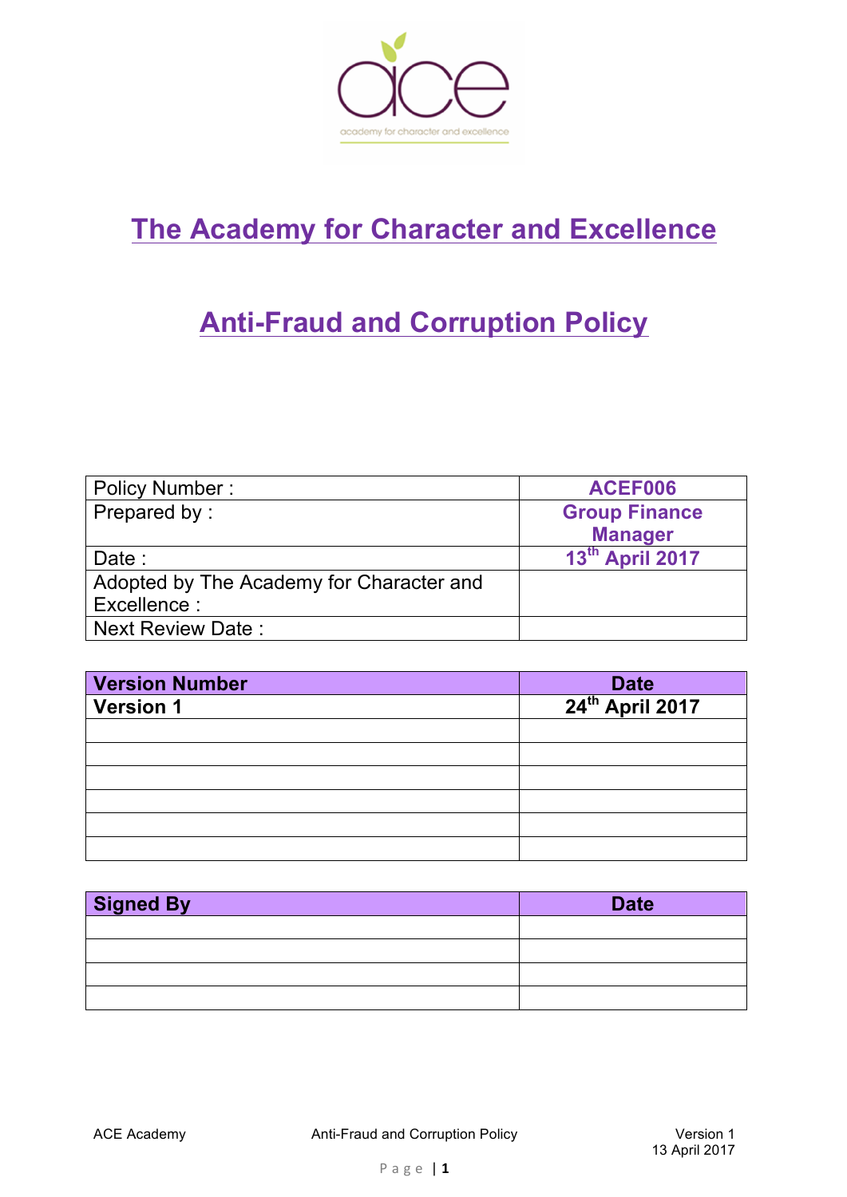# The Academy for Character and Excellence

## Anti-Fraud and Corruption Policy

| | |
|---|---|
| Policy Number : | **ACEF006** |
| Prepared by : | **Group Finance Manager** |
| Date : | **13th April 2017** |
| Adopted by The Academy for Character and Excellence : | |
| Next Review Date : | |

| Version Number | Date |
|---|---|
| **Version 1** | **24th April 2017** |
| | |
| | |
| | |
| | |
| | |
| | |

| Signed By | Date |
|---|---|
| | |
| | |
| | |
| | |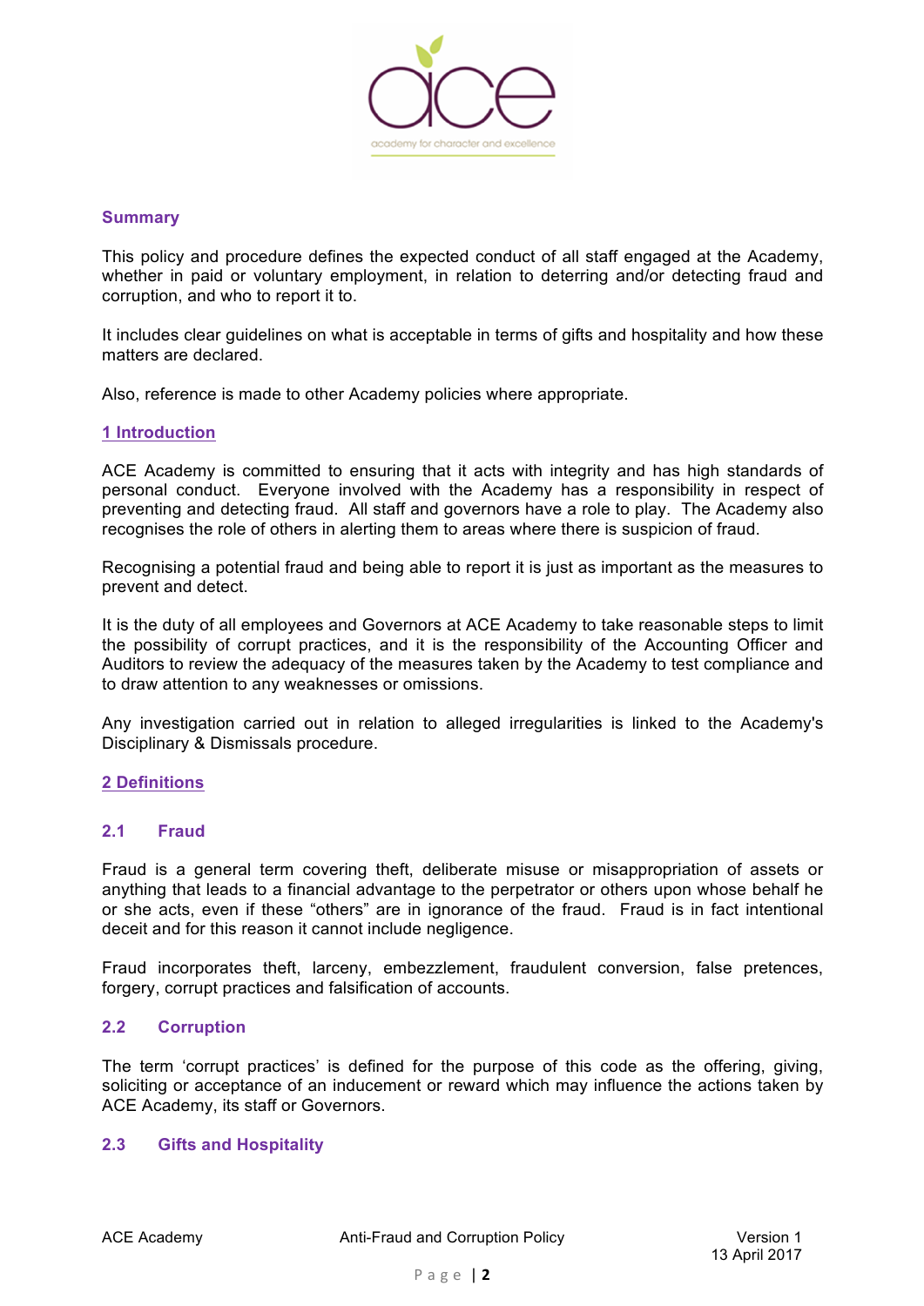## Summary

This policy and procedure defines the expected conduct of all staff engaged at the Academy, whether in paid or voluntary employment, in relation to deterring and/or detecting fraud and corruption, and who to report it to.

It includes clear guidelines on what is acceptable in terms of gifts and hospitality and how these matters are declared.

Also, reference is made to other Academy policies where appropriate.

## 1 Introduction

ACE Academy is committed to ensuring that it acts with integrity and has high standards of personal conduct. Everyone involved with the Academy has a responsibility in respect of preventing and detecting fraud. All staff and governors have a role to play. The Academy also recognises the role of others in alerting them to areas where there is suspicion of fraud.

Recognising a potential fraud and being able to report it is just as important as the measures to prevent and detect.

It is the duty of all employees and Governors at ACE Academy to take reasonable steps to limit the possibility of corrupt practices, and it is the responsibility of the Accounting Officer and Auditors to review the adequacy of the measures taken by the Academy to test compliance and to draw attention to any weaknesses or omissions.

Any investigation carried out in relation to alleged irregularities is linked to the Academy's Disciplinary & Dismissals procedure.

## 2 Definitions

### 2.1 Fraud

Fraud is a general term covering theft, deliberate misuse or misappropriation of assets or anything that leads to a financial advantage to the perpetrator or others upon whose behalf he or she acts, even if these "others" are in ignorance of the fraud. Fraud is in fact intentional deceit and for this reason it cannot include negligence.

Fraud incorporates theft, larceny, embezzlement, fraudulent conversion, false pretences, forgery, corrupt practices and falsification of accounts.

### 2.2 Corruption

The term 'corrupt practices' is defined for the purpose of this code as the offering, giving, soliciting or acceptance of an inducement or reward which may influence the actions taken by ACE Academy, its staff or Governors.

### 2.3 Gifts and Hospitality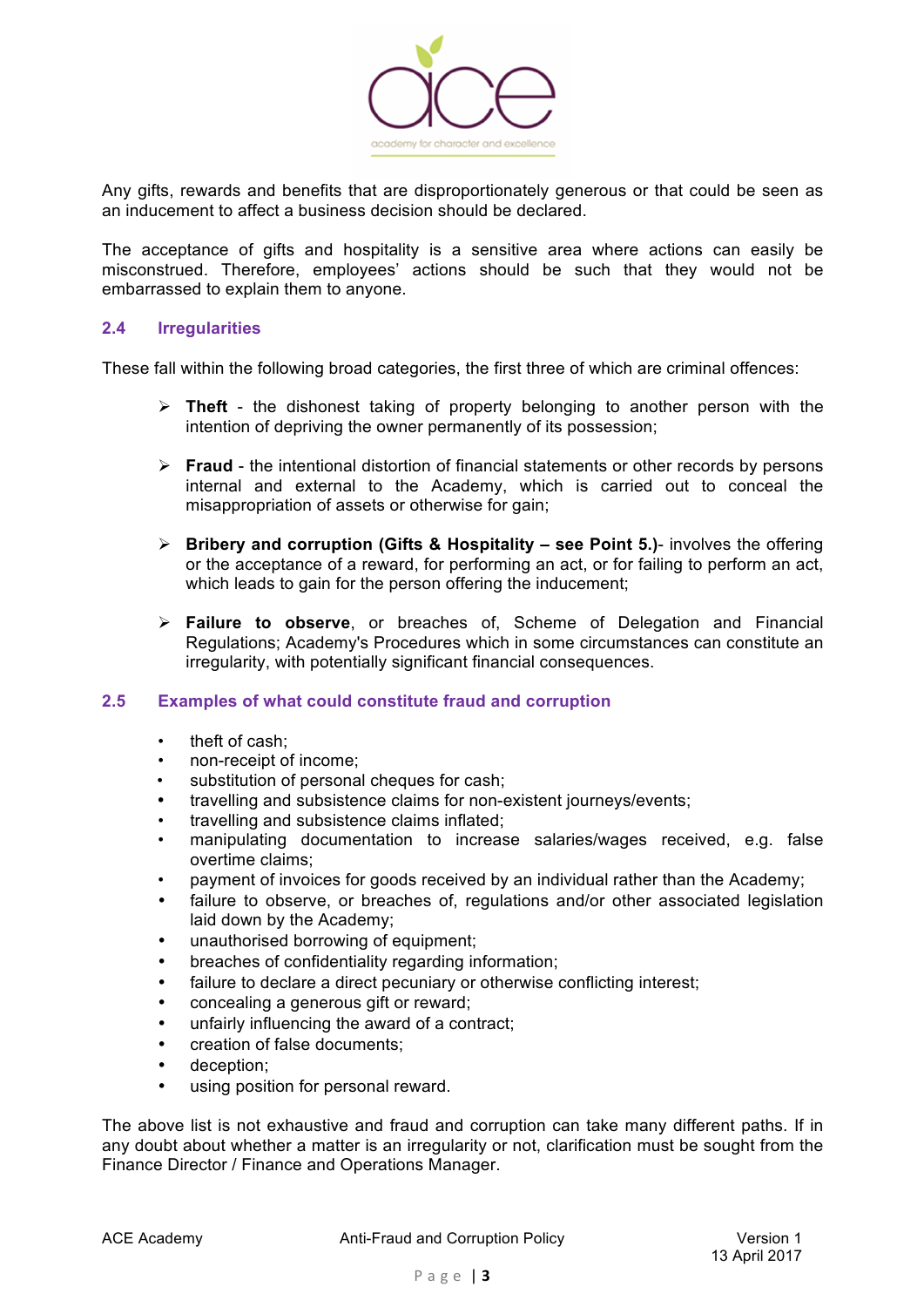Any gifts, rewards and benefits that are disproportionately generous or that could be seen as an inducement to affect a business decision should be declared.

The acceptance of gifts and hospitality is a sensitive area where actions can easily be misconstrued. Therefore, employees' actions should be such that they would not be embarrassed to explain them to anyone.

### 2.4 Irregularities

These fall within the following broad categories, the first three of which are criminal offences:

- **Theft** - the dishonest taking of property belonging to another person with the intention of depriving the owner permanently of its possession;
- **Fraud** - the intentional distortion of financial statements or other records by persons internal and external to the Academy, which is carried out to conceal the misappropriation of assets or otherwise for gain;
- **Bribery and corruption (Gifts & Hospitality – see Point 5.)**- involves the offering or the acceptance of a reward, for performing an act, or for failing to perform an act, which leads to gain for the person offering the inducement;
- **Failure to observe**, or breaches of, Scheme of Delegation and Financial Regulations; Academy's Procedures which in some circumstances can constitute an irregularity, with potentially significant financial consequences.

### 2.5 Examples of what could constitute fraud and corruption

- theft of cash;
- non-receipt of income;
- substitution of personal cheques for cash;
- travelling and subsistence claims for non-existent journeys/events;
- travelling and subsistence claims inflated;
- manipulating documentation to increase salaries/wages received, e.g. false overtime claims;
- payment of invoices for goods received by an individual rather than the Academy;
- failure to observe, or breaches of, regulations and/or other associated legislation laid down by the Academy;
- unauthorised borrowing of equipment;
- breaches of confidentiality regarding information;
- failure to declare a direct pecuniary or otherwise conflicting interest;
- concealing a generous gift or reward;
- unfairly influencing the award of a contract;
- creation of false documents;
- deception;
- using position for personal reward.

The above list is not exhaustive and fraud and corruption can take many different paths. If in any doubt about whether a matter is an irregularity or not, clarification must be sought from the Finance Director / Finance and Operations Manager.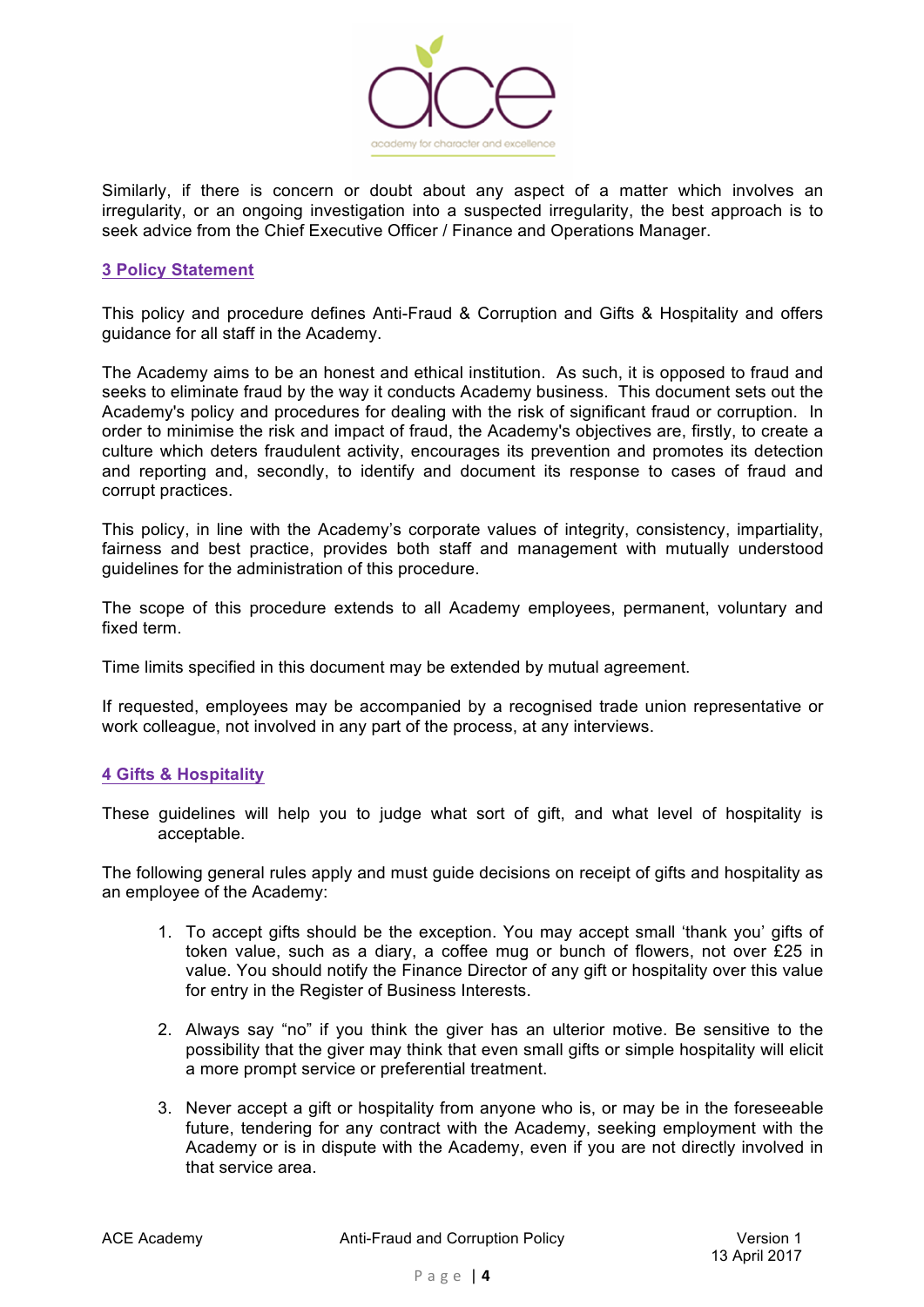Similarly, if there is concern or doubt about any aspect of a matter which involves an irregularity, or an ongoing investigation into a suspected irregularity, the best approach is to seek advice from the Chief Executive Officer / Finance and Operations Manager.

## 3 Policy Statement

This policy and procedure defines Anti-Fraud & Corruption and Gifts & Hospitality and offers guidance for all staff in the Academy.

The Academy aims to be an honest and ethical institution. As such, it is opposed to fraud and seeks to eliminate fraud by the way it conducts Academy business. This document sets out the Academy's policy and procedures for dealing with the risk of significant fraud or corruption. In order to minimise the risk and impact of fraud, the Academy's objectives are, firstly, to create a culture which deters fraudulent activity, encourages its prevention and promotes its detection and reporting and, secondly, to identify and document its response to cases of fraud and corrupt practices.

This policy, in line with the Academy's corporate values of integrity, consistency, impartiality, fairness and best practice, provides both staff and management with mutually understood guidelines for the administration of this procedure.

The scope of this procedure extends to all Academy employees, permanent, voluntary and fixed term.

Time limits specified in this document may be extended by mutual agreement.

If requested, employees may be accompanied by a recognised trade union representative or work colleague, not involved in any part of the process, at any interviews.

## 4 Gifts & Hospitality

These guidelines will help you to judge what sort of gift, and what level of hospitality is acceptable.

The following general rules apply and must guide decisions on receipt of gifts and hospitality as an employee of the Academy:

1. To accept gifts should be the exception. You may accept small 'thank you' gifts of token value, such as a diary, a coffee mug or bunch of flowers, not over £25 in value. You should notify the Finance Director of any gift or hospitality over this value for entry in the Register of Business Interests.

2. Always say "no" if you think the giver has an ulterior motive. Be sensitive to the possibility that the giver may think that even small gifts or simple hospitality will elicit a more prompt service or preferential treatment.

3. Never accept a gift or hospitality from anyone who is, or may be in the foreseeable future, tendering for any contract with the Academy, seeking employment with the Academy or is in dispute with the Academy, even if you are not directly involved in that service area.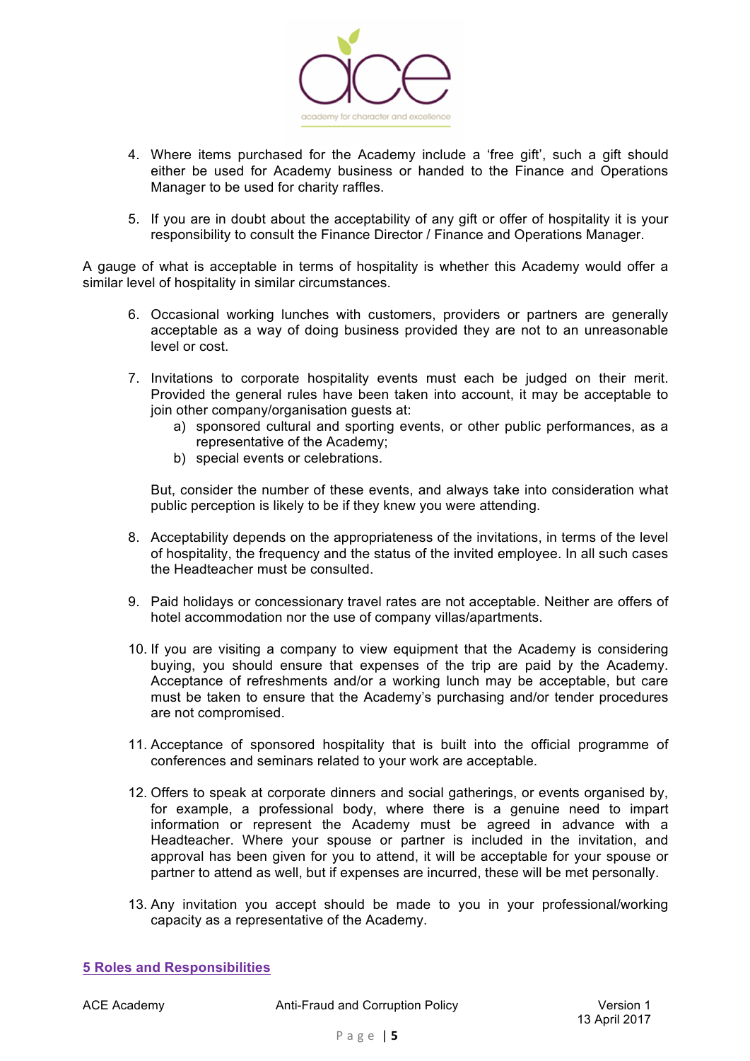4. Where items purchased for the Academy include a 'free gift', such a gift should either be used for Academy business or handed to the Finance and Operations Manager to be used for charity raffles.

5. If you are in doubt about the acceptability of any gift or offer of hospitality it is your responsibility to consult the Finance Director / Finance and Operations Manager.

A gauge of what is acceptable in terms of hospitality is whether this Academy would offer a similar level of hospitality in similar circumstances.

6. Occasional working lunches with customers, providers or partners are generally acceptable as a way of doing business provided they are not to an unreasonable level or cost.

7. Invitations to corporate hospitality events must each be judged on their merit. Provided the general rules have been taken into account, it may be acceptable to join other company/organisation guests at:
   a) sponsored cultural and sporting events, or other public performances, as a representative of the Academy;
   b) special events or celebrations.

   But, consider the number of these events, and always take into consideration what public perception is likely to be if they knew you were attending.

8. Acceptability depends on the appropriateness of the invitations, in terms of the level of hospitality, the frequency and the status of the invited employee. In all such cases the Headteacher must be consulted.

9. Paid holidays or concessionary travel rates are not acceptable. Neither are offers of hotel accommodation nor the use of company villas/apartments.

10. If you are visiting a company to view equipment that the Academy is considering buying, you should ensure that expenses of the trip are paid by the Academy. Acceptance of refreshments and/or a working lunch may be acceptable, but care must be taken to ensure that the Academy's purchasing and/or tender procedures are not compromised.

11. Acceptance of sponsored hospitality that is built into the official programme of conferences and seminars related to your work are acceptable.

12. Offers to speak at corporate dinners and social gatherings, or events organised by, for example, a professional body, where there is a genuine need to impart information or represent the Academy must be agreed in advance with a Headteacher. Where your spouse or partner is included in the invitation, and approval has been given for you to attend, it will be acceptable for your spouse or partner to attend as well, but if expenses are incurred, these will be met personally.

13. Any invitation you accept should be made to you in your professional/working capacity as a representative of the Academy.

## 5 Roles and Responsibilities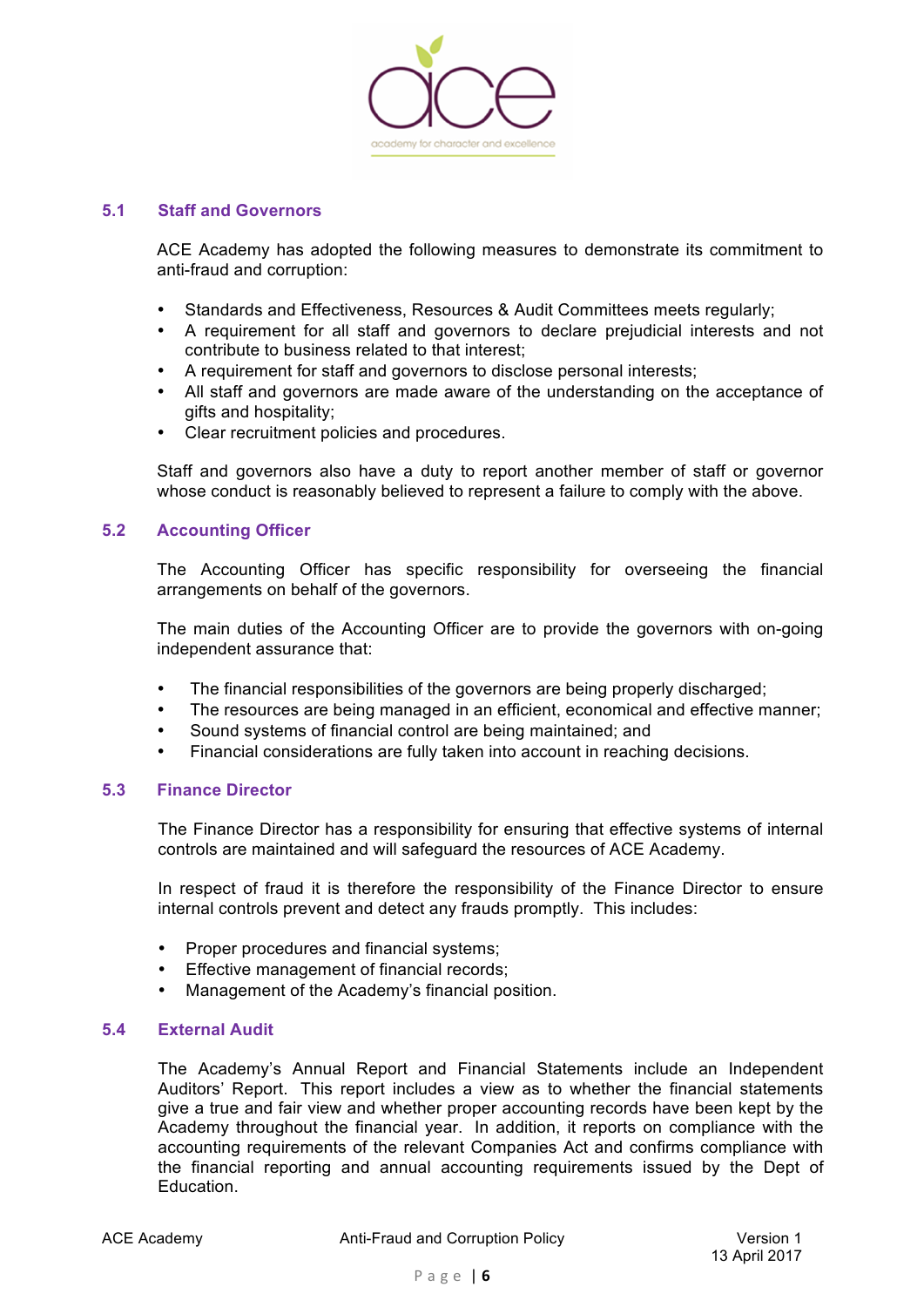### 5.1 Staff and Governors

ACE Academy has adopted the following measures to demonstrate its commitment to anti-fraud and corruption:

- Standards and Effectiveness, Resources & Audit Committees meets regularly;
- A requirement for all staff and governors to declare prejudicial interests and not contribute to business related to that interest;
- A requirement for staff and governors to disclose personal interests;
- All staff and governors are made aware of the understanding on the acceptance of gifts and hospitality;
- Clear recruitment policies and procedures.

Staff and governors also have a duty to report another member of staff or governor whose conduct is reasonably believed to represent a failure to comply with the above.

### 5.2 Accounting Officer

The Accounting Officer has specific responsibility for overseeing the financial arrangements on behalf of the governors.

The main duties of the Accounting Officer are to provide the governors with on-going independent assurance that:

- The financial responsibilities of the governors are being properly discharged;
- The resources are being managed in an efficient, economical and effective manner;
- Sound systems of financial control are being maintained; and
- Financial considerations are fully taken into account in reaching decisions.

### 5.3 Finance Director

The Finance Director has a responsibility for ensuring that effective systems of internal controls are maintained and will safeguard the resources of ACE Academy.

In respect of fraud it is therefore the responsibility of the Finance Director to ensure internal controls prevent and detect any frauds promptly. This includes:

- Proper procedures and financial systems;
- Effective management of financial records;
- Management of the Academy's financial position.

### 5.4 External Audit

The Academy's Annual Report and Financial Statements include an Independent Auditors' Report. This report includes a view as to whether the financial statements give a true and fair view and whether proper accounting records have been kept by the Academy throughout the financial year. In addition, it reports on compliance with the accounting requirements of the relevant Companies Act and confirms compliance with the financial reporting and annual accounting requirements issued by the Dept of Education.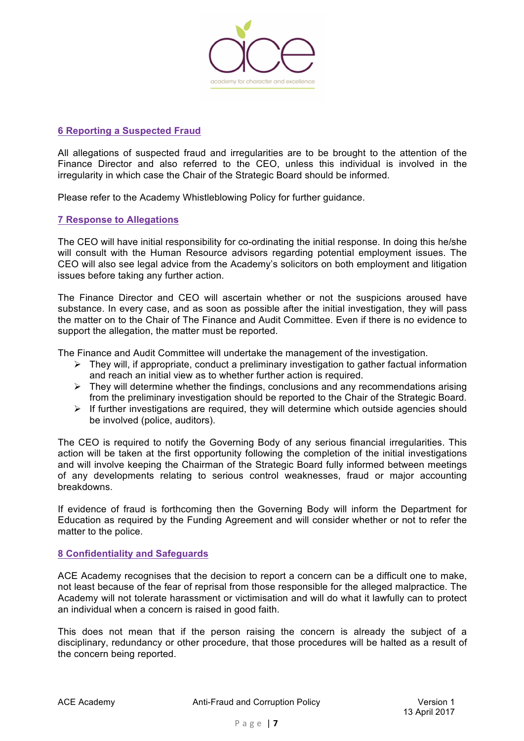## 6 Reporting a Suspected Fraud

All allegations of suspected fraud and irregularities are to be brought to the attention of the Finance Director and also referred to the CEO, unless this individual is involved in the irregularity in which case the Chair of the Strategic Board should be informed.

Please refer to the Academy Whistleblowing Policy for further guidance.

## 7 Response to Allegations

The CEO will have initial responsibility for co-ordinating the initial response. In doing this he/she will consult with the Human Resource advisors regarding potential employment issues. The CEO will also see legal advice from the Academy's solicitors on both employment and litigation issues before taking any further action.

The Finance Director and CEO will ascertain whether or not the suspicions aroused have substance. In every case, and as soon as possible after the initial investigation, they will pass the matter on to the Chair of The Finance and Audit Committee. Even if there is no evidence to support the allegation, the matter must be reported.

The Finance and Audit Committee will undertake the management of the investigation.

- They will, if appropriate, conduct a preliminary investigation to gather factual information and reach an initial view as to whether further action is required.
- They will determine whether the findings, conclusions and any recommendations arising from the preliminary investigation should be reported to the Chair of the Strategic Board.
- If further investigations are required, they will determine which outside agencies should be involved (police, auditors).

The CEO is required to notify the Governing Body of any serious financial irregularities. This action will be taken at the first opportunity following the completion of the initial investigations and will involve keeping the Chairman of the Strategic Board fully informed between meetings of any developments relating to serious control weaknesses, fraud or major accounting breakdowns.

If evidence of fraud is forthcoming then the Governing Body will inform the Department for Education as required by the Funding Agreement and will consider whether or not to refer the matter to the police.

## 8 Confidentiality and Safeguards

ACE Academy recognises that the decision to report a concern can be a difficult one to make, not least because of the fear of reprisal from those responsible for the alleged malpractice. The Academy will not tolerate harassment or victimisation and will do what it lawfully can to protect an individual when a concern is raised in good faith.

This does not mean that if the person raising the concern is already the subject of a disciplinary, redundancy or other procedure, that those procedures will be halted as a result of the concern being reported.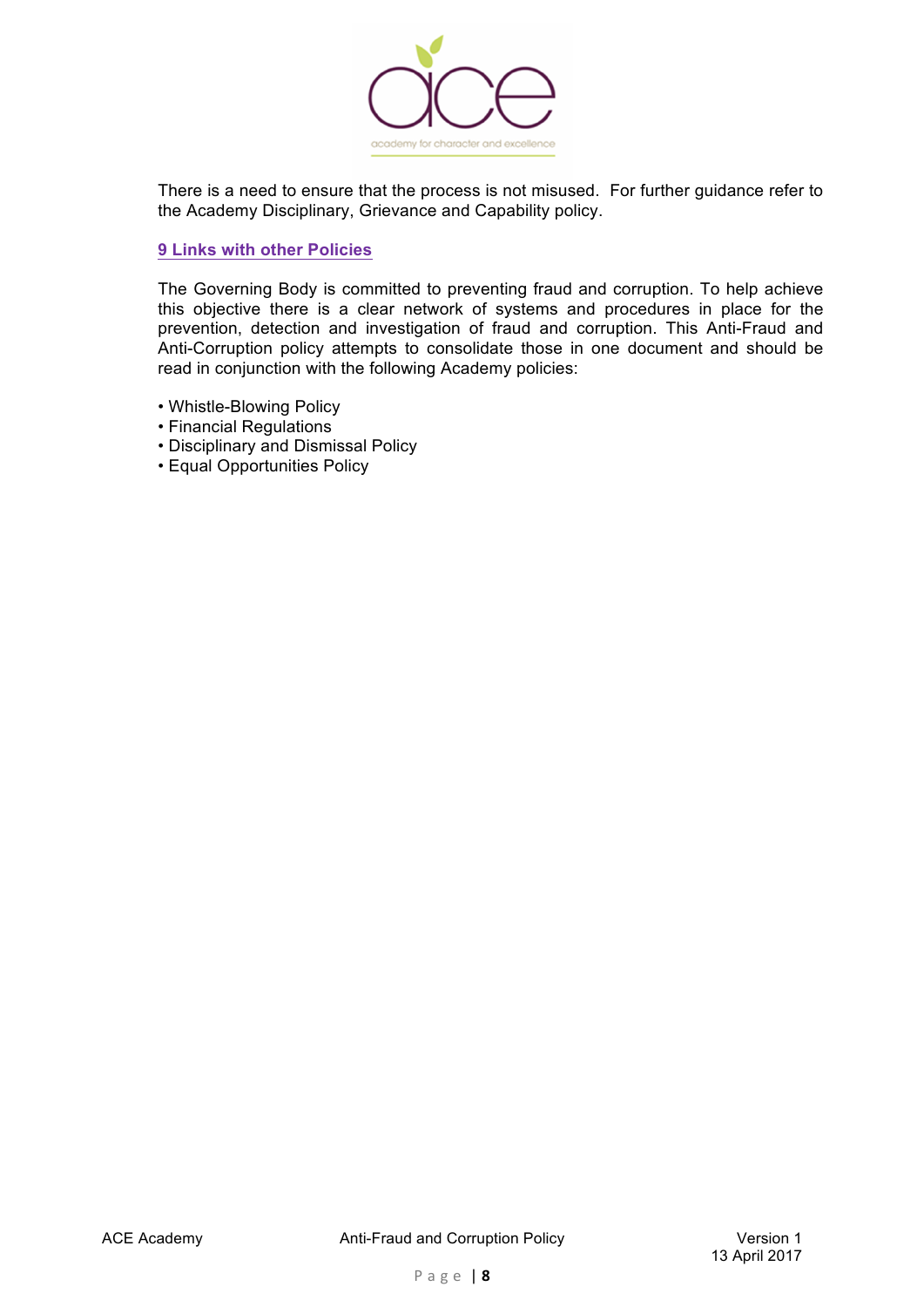There is a need to ensure that the process is not misused. For further guidance refer to the Academy Disciplinary, Grievance and Capability policy.

## 9 Links with other Policies

The Governing Body is committed to preventing fraud and corruption. To help achieve this objective there is a clear network of systems and procedures in place for the prevention, detection and investigation of fraud and corruption. This Anti-Fraud and Anti-Corruption policy attempts to consolidate those in one document and should be read in conjunction with the following Academy policies:

- Whistle-Blowing Policy
- Financial Regulations
- Disciplinary and Dismissal Policy
- Equal Opportunities Policy